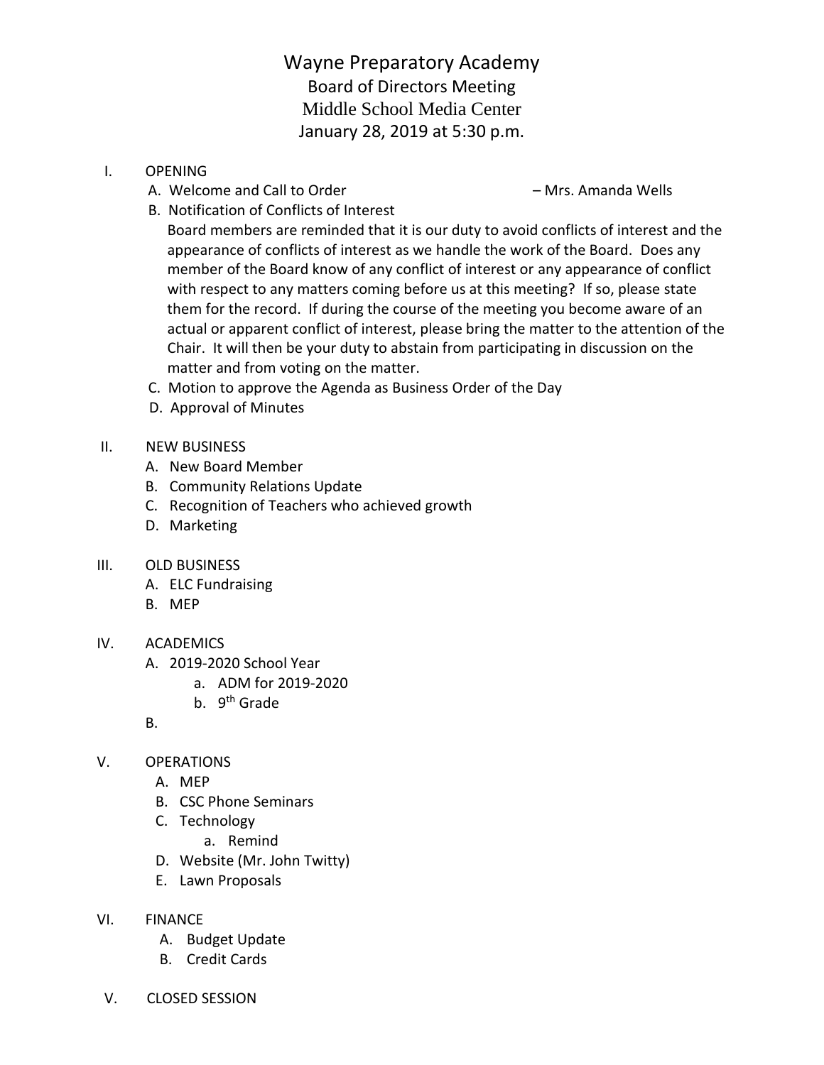# Wayne Preparatory Academy

## Board of Directors Meeting

## Middle School Media Center

## January 28, 2019 at 5:30 p.m.

I. OPENING

A. Welcome and Call to Order – Mrs. Amanda Wells

B. Notification of Conflicts of Interest

Board members are reminded that it is our duty to avoid conflicts of interest and the appearance of conflicts of interest as we handle the work of the Board. Does any member of the Board know of any conflict of interest or any appearance of conflict with respect to any matters coming before us at this meeting? If so, please state them for the record. If during the course of the meeting you become aware of an actual or apparent conflict of interest, please bring the matter to the attention of the Chair. It will then be your duty to abstain from participating in discussion on the matter and from voting on the matter.

C. Motion to approve the Agenda as Business Order of the Day

D. Approval of Minutes

II. NEW BUSINESS

A. New Board Member

B. Community Relations Update

C. Recognition of Teachers who achieved growth

D. Marketing

III. OLD BUSINESS

A. ELC Fundraising

B. MEP

IV. ACADEMICS

A. 2019-2020 School Year

a. ADM for 2019-2020

b. 9th Grade

B.

V. OPERATIONS

A. MEP

B. CSC Phone Seminars

C. Technology

a. Remind

D. Website (Mr. John Twitty)

E. Lawn Proposals

VI. FINANCE

A. Budget Update

B. Credit Cards

V. CLOSED SESSION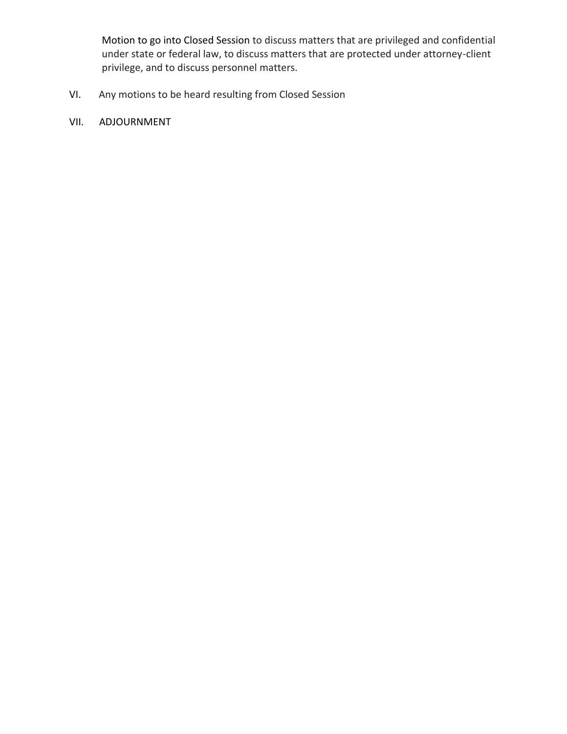Motion to go into Closed Session to discuss matters that are privileged and confidential under state or federal law, to discuss matters that are protected under attorney-client privilege, and to discuss personnel matters.

VI. Any motions to be heard resulting from Closed Session

VII. ADJOURNMENT